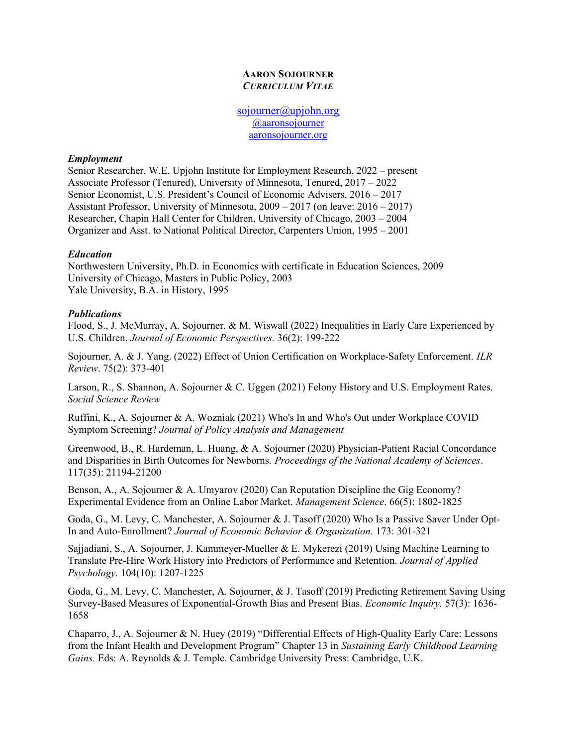# AARON SOJOURNER
## *CURRICULUM VITAE*

sojourner@upjohn.org
@aaronsojourner
aaronsojourner.org

### *Employment*

Senior Researcher, W.E. Upjohn Institute for Employment Research, 2022 – present
Associate Professor (Tenured), University of Minnesota, Tenured, 2017 – 2022
Senior Economist, U.S. President's Council of Economic Advisers, 2016 – 2017
Assistant Professor, University of Minnesota, 2009 – 2017 (on leave: 2016 – 2017)
Researcher, Chapin Hall Center for Children, University of Chicago, 2003 – 2004
Organizer and Asst. to National Political Director, Carpenters Union, 1995 – 2001

### *Education*

Northwestern University, Ph.D. in Economics with certificate in Education Sciences, 2009
University of Chicago, Masters in Public Policy, 2003
Yale University, B.A. in History, 1995

### *Publications*

Flood, S., J. McMurray, A. Sojourner, & M. Wiswall (2022) Inequalities in Early Care Experienced by U.S. Children. *Journal of Economic Perspectives.* 36(2): 199-222

Sojourner, A. & J. Yang. (2022) Effect of Union Certification on Workplace-Safety Enforcement. *ILR Review*. 75(2): 373-401

Larson, R., S. Shannon, A. Sojourner & C. Uggen (2021) Felony History and U.S. Employment Rates. *Social Science Review*

Ruffini, K., A. Sojourner & A. Wozniak (2021) Who's In and Who's Out under Workplace COVID Symptom Screening? *Journal of Policy Analysis and Management*

Greenwood, B., R. Hardeman, L. Huang, & A. Sojourner (2020) Physician-Patient Racial Concordance and Disparities in Birth Outcomes for Newborns. *Proceedings of the National Academy of Sciences*. 117(35): 21194-21200

Benson, A., A. Sojourner & A. Umyarov (2020) Can Reputation Discipline the Gig Economy? Experimental Evidence from an Online Labor Market. *Management Science*. 66(5): 1802-1825

Goda, G., M. Levy, C. Manchester, A. Sojourner & J. Tasoff (2020) Who Is a Passive Saver Under Opt-In and Auto-Enrollment? *Journal of Economic Behavior & Organization.* 173: 301-321

Sajjadiani, S., A. Sojourner, J. Kammeyer-Mueller & E. Mykerezi (2019) Using Machine Learning to Translate Pre-Hire Work History into Predictors of Performance and Retention. *Journal of Applied Psychology.* 104(10): 1207-1225

Goda, G., M. Levy, C. Manchester, A. Sojourner, & J. Tasoff (2019) Predicting Retirement Saving Using Survey-Based Measures of Exponential-Growth Bias and Present Bias. *Economic Inquiry.* 57(3): 1636-1658

Chaparro, J., A. Sojourner & N. Huey (2019) "Differential Effects of High-Quality Early Care: Lessons from the Infant Health and Development Program" Chapter 13 in *Sustaining Early Childhood Learning Gains.* Eds: A. Reynolds & J. Temple. Cambridge University Press: Cambridge, U.K.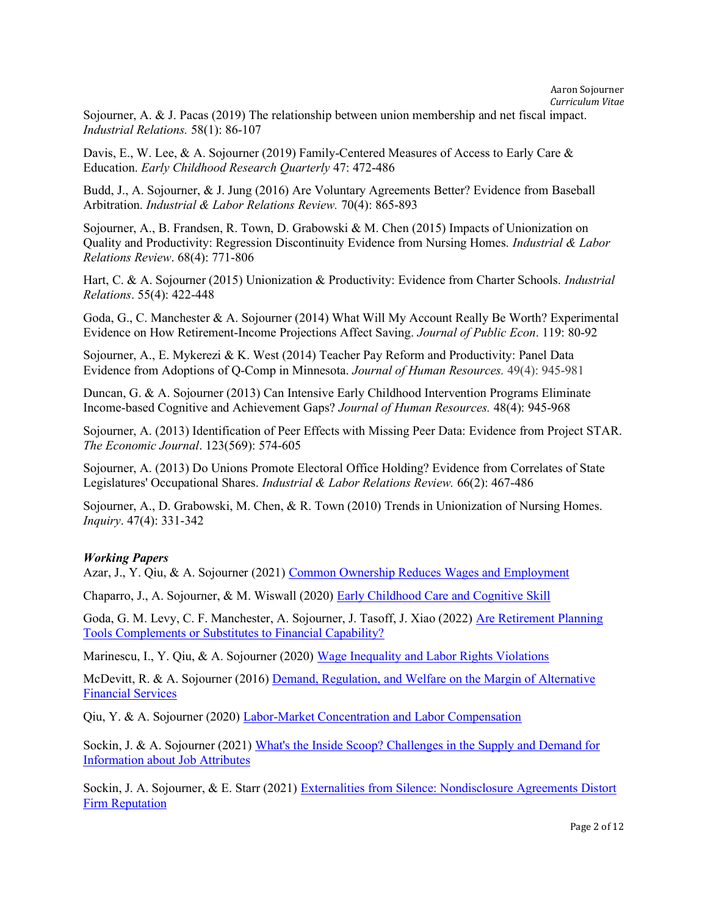Sojourner, A. & J. Pacas (2019) The relationship between union membership and net fiscal impact. *Industrial Relations.* 58(1): 86-107

Davis, E., W. Lee, & A. Sojourner (2019) Family-Centered Measures of Access to Early Care & Education. *Early Childhood Research Quarterly* 47: 472-486

Budd, J., A. Sojourner, & J. Jung (2016) Are Voluntary Agreements Better? Evidence from Baseball Arbitration. *Industrial & Labor Relations Review.* 70(4): 865-893

Sojourner, A., B. Frandsen, R. Town, D. Grabowski & M. Chen (2015) Impacts of Unionization on Quality and Productivity: Regression Discontinuity Evidence from Nursing Homes. *Industrial & Labor Relations Review*. 68(4): 771-806

Hart, C. & A. Sojourner (2015) Unionization & Productivity: Evidence from Charter Schools. *Industrial Relations*. 55(4): 422-448

Goda, G., C. Manchester & A. Sojourner (2014) What Will My Account Really Be Worth? Experimental Evidence on How Retirement-Income Projections Affect Saving. *Journal of Public Econ*. 119: 80-92

Sojourner, A., E. Mykerezi & K. West (2014) Teacher Pay Reform and Productivity: Panel Data Evidence from Adoptions of Q-Comp in Minnesota. *Journal of Human Resources.* 49(4): 945-981

Duncan, G. & A. Sojourner (2013) Can Intensive Early Childhood Intervention Programs Eliminate Income-based Cognitive and Achievement Gaps? *Journal of Human Resources.* 48(4): 945-968

Sojourner, A. (2013) Identification of Peer Effects with Missing Peer Data: Evidence from Project STAR. *The Economic Journal*. 123(569): 574-605

Sojourner, A. (2013) Do Unions Promote Electoral Office Holding? Evidence from Correlates of State Legislatures' Occupational Shares. *Industrial & Labor Relations Review.* 66(2): 467-486

Sojourner, A., D. Grabowski, M. Chen, & R. Town (2010) Trends in Unionization of Nursing Homes. *Inquiry*. 47(4): 331-342

***Working Papers***

Azar, J., Y. Qiu, & A. Sojourner (2021) Common Ownership Reduces Wages and Employment

Chaparro, J., A. Sojourner, & M. Wiswall (2020) Early Childhood Care and Cognitive Skill

Goda, G. M. Levy, C. F. Manchester, A. Sojourner, J. Tasoff, J. Xiao (2022) Are Retirement Planning Tools Complements or Substitutes to Financial Capability?

Marinescu, I., Y. Qiu, & A. Sojourner (2020) Wage Inequality and Labor Rights Violations

McDevitt, R. & A. Sojourner (2016) Demand, Regulation, and Welfare on the Margin of Alternative Financial Services

Qiu, Y. & A. Sojourner (2020) Labor-Market Concentration and Labor Compensation

Sockin, J. & A. Sojourner (2021) What's the Inside Scoop? Challenges in the Supply and Demand for Information about Job Attributes

Sockin, J. A. Sojourner, & E. Starr (2021) Externalities from Silence: Nondisclosure Agreements Distort Firm Reputation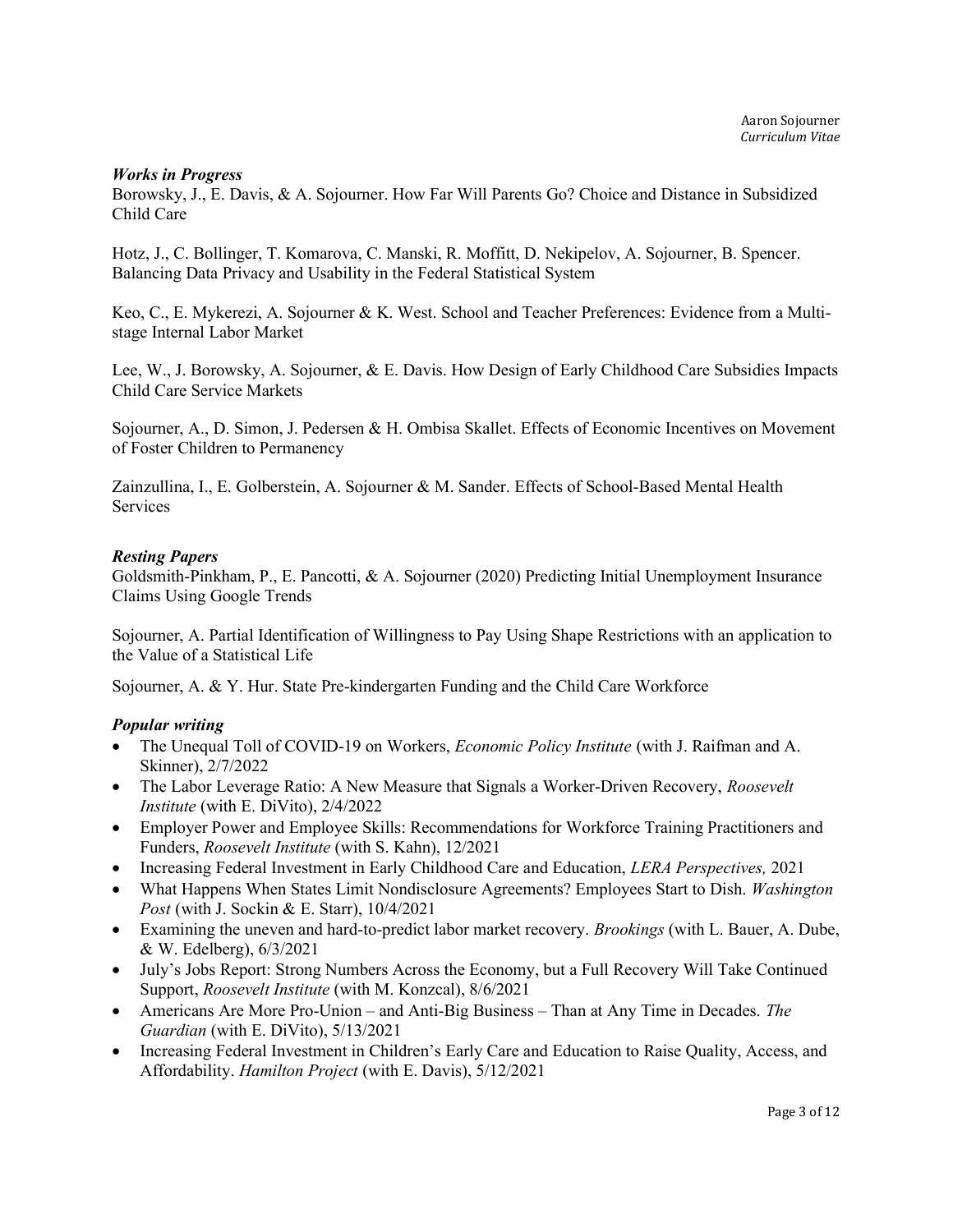### *Works in Progress*

Borowsky, J., E. Davis, & A. Sojourner. How Far Will Parents Go? Choice and Distance in Subsidized Child Care

Hotz, J., C. Bollinger, T. Komarova, C. Manski, R. Moffitt, D. Nekipelov, A. Sojourner, B. Spencer. Balancing Data Privacy and Usability in the Federal Statistical System

Keo, C., E. Mykerezi, A. Sojourner & K. West. School and Teacher Preferences: Evidence from a Multi-stage Internal Labor Market

Lee, W., J. Borowsky, A. Sojourner, & E. Davis. How Design of Early Childhood Care Subsidies Impacts Child Care Service Markets

Sojourner, A., D. Simon, J. Pedersen & H. Ombisa Skallet. Effects of Economic Incentives on Movement of Foster Children to Permanency

Zainzullina, I., E. Golberstein, A. Sojourner & M. Sander. Effects of School-Based Mental Health Services

### *Resting Papers*

Goldsmith-Pinkham, P., E. Pancotti, & A. Sojourner (2020) Predicting Initial Unemployment Insurance Claims Using Google Trends

Sojourner, A. Partial Identification of Willingness to Pay Using Shape Restrictions with an application to the Value of a Statistical Life

Sojourner, A. & Y. Hur. State Pre-kindergarten Funding and the Child Care Workforce

### *Popular writing*

- The Unequal Toll of COVID-19 on Workers, *Economic Policy Institute* (with J. Raifman and A. Skinner), 2/7/2022
- The Labor Leverage Ratio: A New Measure that Signals a Worker-Driven Recovery, *Roosevelt Institute* (with E. DiVito), 2/4/2022
- Employer Power and Employee Skills: Recommendations for Workforce Training Practitioners and Funders, *Roosevelt Institute* (with S. Kahn), 12/2021
- Increasing Federal Investment in Early Childhood Care and Education, *LERA Perspectives,* 2021
- What Happens When States Limit Nondisclosure Agreements? Employees Start to Dish. *Washington Post* (with J. Sockin & E. Starr), 10/4/2021
- Examining the uneven and hard-to-predict labor market recovery. *Brookings* (with L. Bauer, A. Dube, & W. Edelberg), 6/3/2021
- July's Jobs Report: Strong Numbers Across the Economy, but a Full Recovery Will Take Continued Support, *Roosevelt Institute* (with M. Konzcal), 8/6/2021
- Americans Are More Pro-Union – and Anti-Big Business – Than at Any Time in Decades. *The Guardian* (with E. DiVito), 5/13/2021
- Increasing Federal Investment in Children's Early Care and Education to Raise Quality, Access, and Affordability. *Hamilton Project* (with E. Davis), 5/12/2021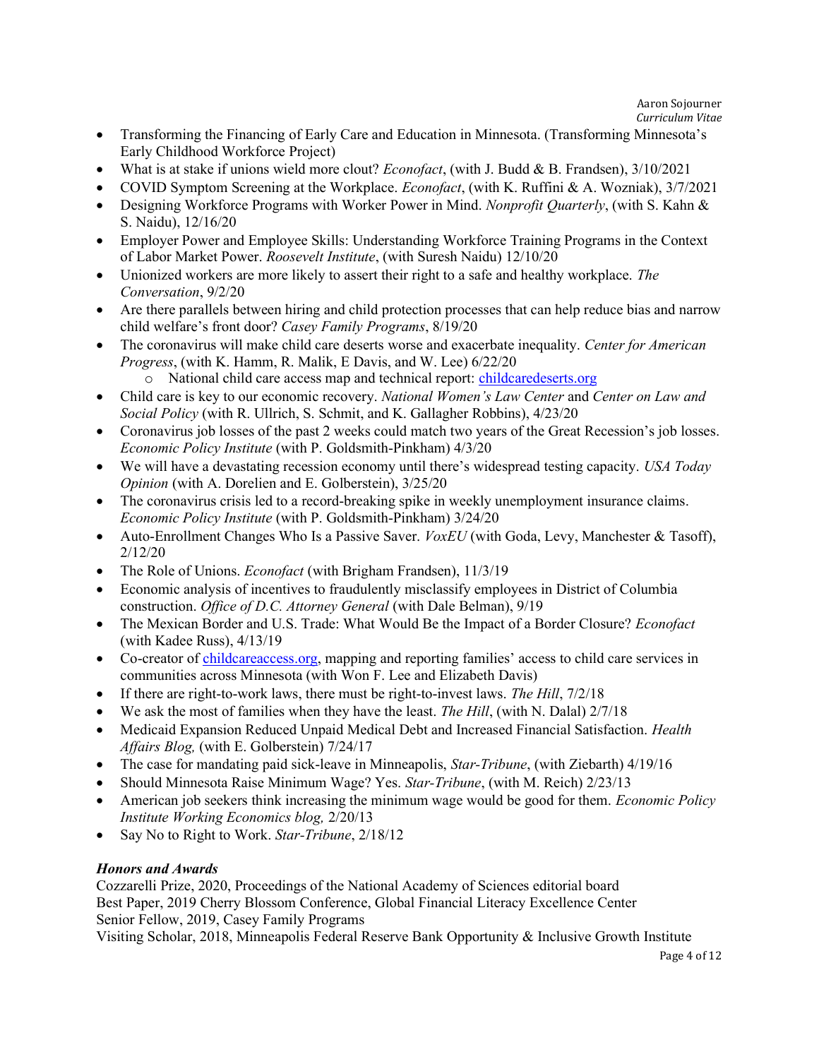- Transforming the Financing of Early Care and Education in Minnesota. (Transforming Minnesota's Early Childhood Workforce Project)
- What is at stake if unions wield more clout? *Econofact*, (with J. Budd & B. Frandsen), 3/10/2021
- COVID Symptom Screening at the Workplace. *Econofact*, (with K. Ruffini & A. Wozniak), 3/7/2021
- Designing Workforce Programs with Worker Power in Mind. *Nonprofit Quarterly*, (with S. Kahn & S. Naidu), 12/16/20
- Employer Power and Employee Skills: Understanding Workforce Training Programs in the Context of Labor Market Power. *Roosevelt Institute*, (with Suresh Naidu) 12/10/20
- Unionized workers are more likely to assert their right to a safe and healthy workplace. *The Conversation*, 9/2/20
- Are there parallels between hiring and child protection processes that can help reduce bias and narrow child welfare's front door? *Casey Family Programs*, 8/19/20
- The coronavirus will make child care deserts worse and exacerbate inequality. *Center for American Progress*, (with K. Hamm, R. Malik, E Davis, and W. Lee) 6/22/20
  - National child care access map and technical report: [childcaredeserts.org](childcaredeserts.org)
- Child care is key to our economic recovery. *National Women's Law Center* and *Center on Law and Social Policy* (with R. Ullrich, S. Schmit, and K. Gallagher Robbins), 4/23/20
- Coronavirus job losses of the past 2 weeks could match two years of the Great Recession's job losses. *Economic Policy Institute* (with P. Goldsmith-Pinkham) 4/3/20
- We will have a devastating recession economy until there's widespread testing capacity. *USA Today Opinion* (with A. Dorelien and E. Golberstein), 3/25/20
- The coronavirus crisis led to a record-breaking spike in weekly unemployment insurance claims. *Economic Policy Institute* (with P. Goldsmith-Pinkham) 3/24/20
- Auto-Enrollment Changes Who Is a Passive Saver. *VoxEU* (with Goda, Levy, Manchester & Tasoff), 2/12/20
- The Role of Unions. *Econofact* (with Brigham Frandsen), 11/3/19
- Economic analysis of incentives to fraudulently misclassify employees in District of Columbia construction. *Office of D.C. Attorney General* (with Dale Belman), 9/19
- The Mexican Border and U.S. Trade: What Would Be the Impact of a Border Closure? *Econofact* (with Kadee Russ), 4/13/19
- Co-creator of [childcareaccess.org](childcareaccess.org), mapping and reporting families' access to child care services in communities across Minnesota (with Won F. Lee and Elizabeth Davis)
- If there are right-to-work laws, there must be right-to-invest laws. *The Hill*, 7/2/18
- We ask the most of families when they have the least. *The Hill*, (with N. Dalal) 2/7/18
- Medicaid Expansion Reduced Unpaid Medical Debt and Increased Financial Satisfaction. *Health Affairs Blog,* (with E. Golberstein) 7/24/17
- The case for mandating paid sick-leave in Minneapolis, *Star-Tribune*, (with Ziebarth) 4/19/16
- Should Minnesota Raise Minimum Wage? Yes. *Star-Tribune*, (with M. Reich) 2/23/13
- American job seekers think increasing the minimum wage would be good for them. *Economic Policy Institute Working Economics blog,* 2/20/13
- Say No to Right to Work. *Star-Tribune*, 2/18/12

### ***Honors and Awards***

Cozzarelli Prize, 2020, Proceedings of the National Academy of Sciences editorial board
Best Paper, 2019 Cherry Blossom Conference, Global Financial Literacy Excellence Center
Senior Fellow, 2019, Casey Family Programs
Visiting Scholar, 2018, Minneapolis Federal Reserve Bank Opportunity & Inclusive Growth Institute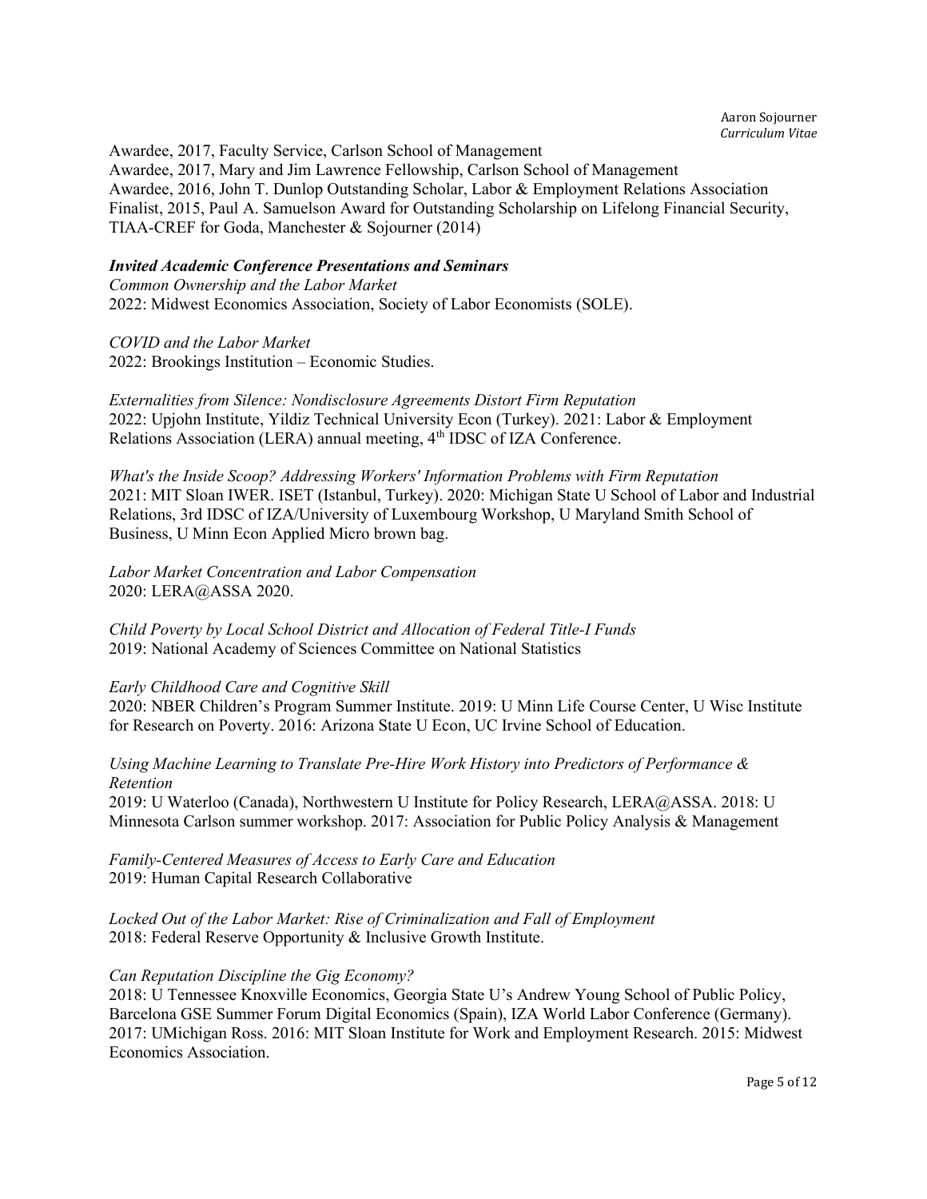Awardee, 2017, Faculty Service, Carlson School of Management
Awardee, 2017, Mary and Jim Lawrence Fellowship, Carlson School of Management
Awardee, 2016, John T. Dunlop Outstanding Scholar, Labor & Employment Relations Association
Finalist, 2015, Paul A. Samuelson Award for Outstanding Scholarship on Lifelong Financial Security, TIAA-CREF for Goda, Manchester & Sojourner (2014)

### ***Invited Academic Conference Presentations and Seminars***

*Common Ownership and the Labor Market*
2022: Midwest Economics Association, Society of Labor Economists (SOLE).

*COVID and the Labor Market*
2022: Brookings Institution – Economic Studies.

*Externalities from Silence: Nondisclosure Agreements Distort Firm Reputation*
2022: Upjohn Institute, Yildiz Technical University Econ (Turkey). 2021: Labor & Employment Relations Association (LERA) annual meeting, 4th IDSC of IZA Conference.

*What's the Inside Scoop? Addressing Workers' Information Problems with Firm Reputation*
2021: MIT Sloan IWER. ISET (Istanbul, Turkey). 2020: Michigan State U School of Labor and Industrial Relations, 3rd IDSC of IZA/University of Luxembourg Workshop, U Maryland Smith School of Business, U Minn Econ Applied Micro brown bag.

*Labor Market Concentration and Labor Compensation*
2020: LERA@ASSA 2020.

*Child Poverty by Local School District and Allocation of Federal Title-I Funds*
2019: National Academy of Sciences Committee on National Statistics

*Early Childhood Care and Cognitive Skill*
2020: NBER Children's Program Summer Institute. 2019: U Minn Life Course Center, U Wisc Institute for Research on Poverty. 2016: Arizona State U Econ, UC Irvine School of Education.

*Using Machine Learning to Translate Pre-Hire Work History into Predictors of Performance & Retention*
2019: U Waterloo (Canada), Northwestern U Institute for Policy Research, LERA@ASSA. 2018: U Minnesota Carlson summer workshop. 2017: Association for Public Policy Analysis & Management

*Family-Centered Measures of Access to Early Care and Education*
2019: Human Capital Research Collaborative

*Locked Out of the Labor Market: Rise of Criminalization and Fall of Employment*
2018: Federal Reserve Opportunity & Inclusive Growth Institute.

*Can Reputation Discipline the Gig Economy?*
2018: U Tennessee Knoxville Economics, Georgia State U's Andrew Young School of Public Policy, Barcelona GSE Summer Forum Digital Economics (Spain), IZA World Labor Conference (Germany). 2017: UMichigan Ross. 2016: MIT Sloan Institute for Work and Employment Research. 2015: Midwest Economics Association.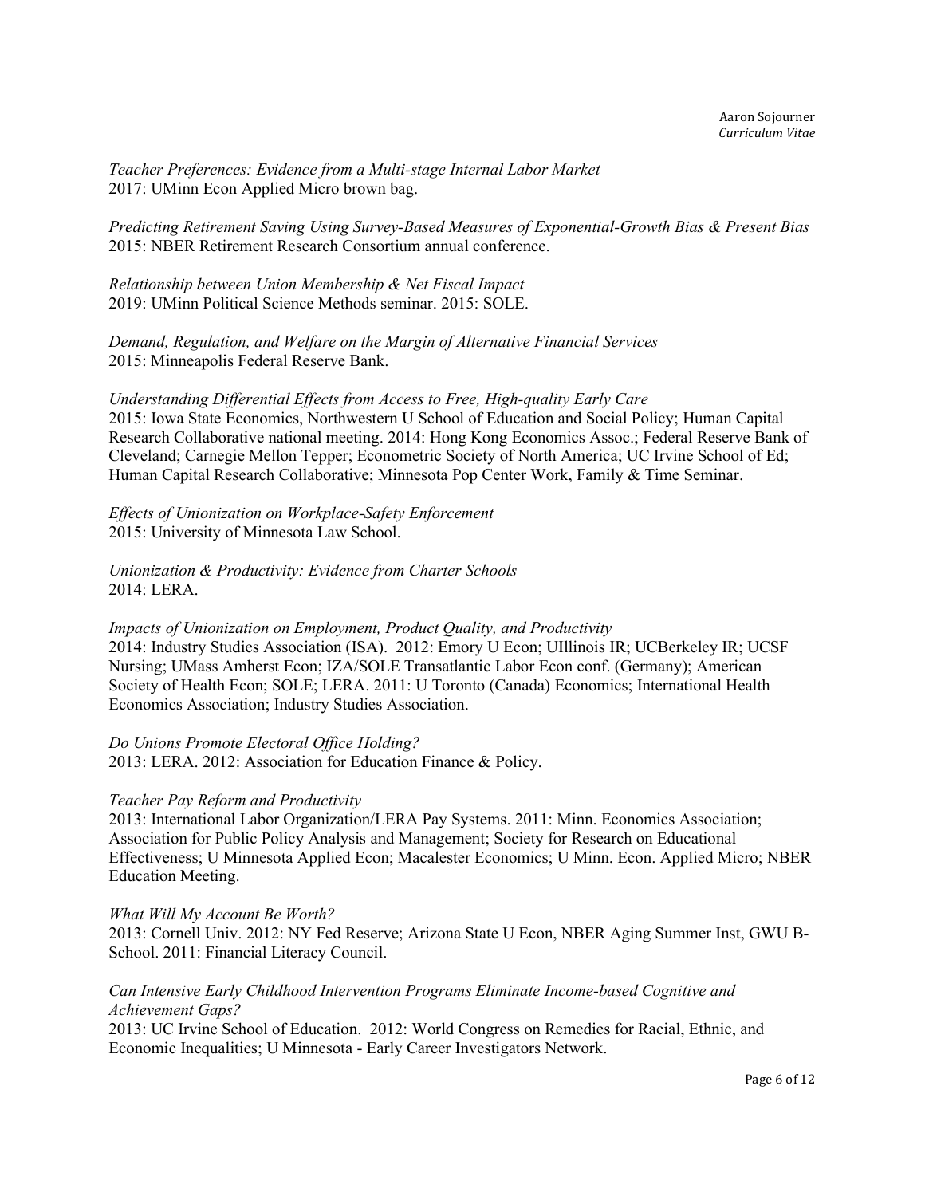*Teacher Preferences: Evidence from a Multi-stage Internal Labor Market*
2017: UMinn Econ Applied Micro brown bag.

*Predicting Retirement Saving Using Survey-Based Measures of Exponential-Growth Bias & Present Bias*
2015: NBER Retirement Research Consortium annual conference.

*Relationship between Union Membership & Net Fiscal Impact*
2019: UMinn Political Science Methods seminar. 2015: SOLE.

*Demand, Regulation, and Welfare on the Margin of Alternative Financial Services*
2015: Minneapolis Federal Reserve Bank.

*Understanding Differential Effects from Access to Free, High-quality Early Care*
2015: Iowa State Economics, Northwestern U School of Education and Social Policy; Human Capital Research Collaborative national meeting. 2014: Hong Kong Economics Assoc.; Federal Reserve Bank of Cleveland; Carnegie Mellon Tepper; Econometric Society of North America; UC Irvine School of Ed; Human Capital Research Collaborative; Minnesota Pop Center Work, Family & Time Seminar.

*Effects of Unionization on Workplace-Safety Enforcement*
2015: University of Minnesota Law School.

*Unionization & Productivity: Evidence from Charter Schools*
2014: LERA.

*Impacts of Unionization on Employment, Product Quality, and Productivity*
2014: Industry Studies Association (ISA). 2012: Emory U Econ; UIllinois IR; UCBerkeley IR; UCSF Nursing; UMass Amherst Econ; IZA/SOLE Transatlantic Labor Econ conf. (Germany); American Society of Health Econ; SOLE; LERA. 2011: U Toronto (Canada) Economics; International Health Economics Association; Industry Studies Association.

*Do Unions Promote Electoral Office Holding?*
2013: LERA. 2012: Association for Education Finance & Policy.

*Teacher Pay Reform and Productivity*
2013: International Labor Organization/LERA Pay Systems. 2011: Minn. Economics Association; Association for Public Policy Analysis and Management; Society for Research on Educational Effectiveness; U Minnesota Applied Econ; Macalester Economics; U Minn. Econ. Applied Micro; NBER Education Meeting.

*What Will My Account Be Worth?*
2013: Cornell Univ. 2012: NY Fed Reserve; Arizona State U Econ, NBER Aging Summer Inst, GWU B-School. 2011: Financial Literacy Council.

*Can Intensive Early Childhood Intervention Programs Eliminate Income-based Cognitive and Achievement Gaps?*
2013: UC Irvine School of Education. 2012: World Congress on Remedies for Racial, Ethnic, and Economic Inequalities; U Minnesota - Early Career Investigators Network.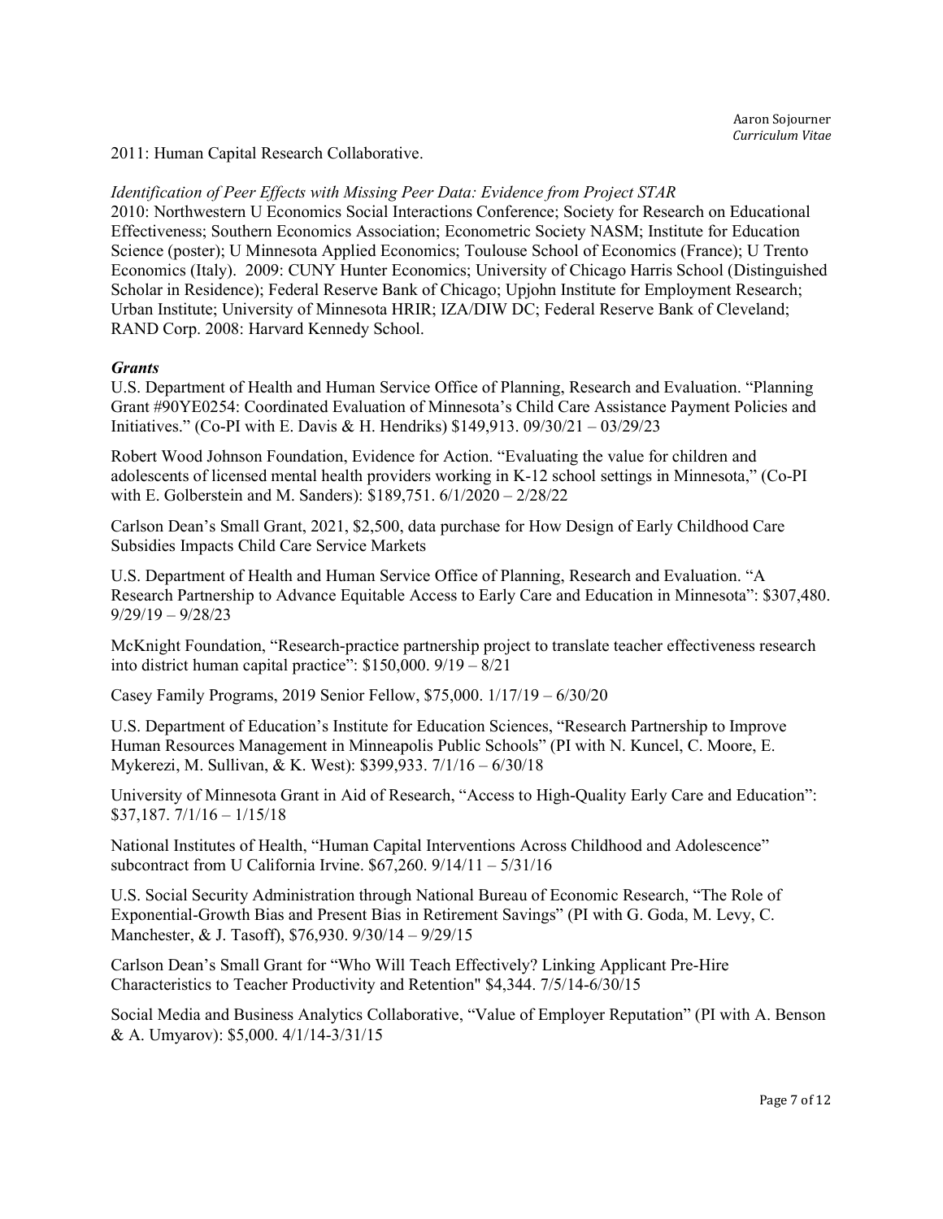2011: Human Capital Research Collaborative.

*Identification of Peer Effects with Missing Peer Data: Evidence from Project STAR*
2010: Northwestern U Economics Social Interactions Conference; Society for Research on Educational Effectiveness; Southern Economics Association; Econometric Society NASM; Institute for Education Science (poster); U Minnesota Applied Economics; Toulouse School of Economics (France); U Trento Economics (Italy). 2009: CUNY Hunter Economics; University of Chicago Harris School (Distinguished Scholar in Residence); Federal Reserve Bank of Chicago; Upjohn Institute for Employment Research; Urban Institute; University of Minnesota HRIR; IZA/DIW DC; Federal Reserve Bank of Cleveland; RAND Corp. 2008: Harvard Kennedy School.

***Grants***

U.S. Department of Health and Human Service Office of Planning, Research and Evaluation. "Planning Grant #90YE0254: Coordinated Evaluation of Minnesota's Child Care Assistance Payment Policies and Initiatives." (Co-PI with E. Davis & H. Hendriks) $149,913. 09/30/21 – 03/29/23

Robert Wood Johnson Foundation, Evidence for Action. "Evaluating the value for children and adolescents of licensed mental health providers working in K-12 school settings in Minnesota," (Co-PI with E. Golberstein and M. Sanders): $189,751. 6/1/2020 – 2/28/22

Carlson Dean's Small Grant, 2021, $2,500, data purchase for How Design of Early Childhood Care Subsidies Impacts Child Care Service Markets

U.S. Department of Health and Human Service Office of Planning, Research and Evaluation. "A Research Partnership to Advance Equitable Access to Early Care and Education in Minnesota": $307,480. 9/29/19 – 9/28/23

McKnight Foundation, "Research-practice partnership project to translate teacher effectiveness research into district human capital practice": $150,000. 9/19 – 8/21

Casey Family Programs, 2019 Senior Fellow, $75,000. 1/17/19 – 6/30/20

U.S. Department of Education's Institute for Education Sciences, "Research Partnership to Improve Human Resources Management in Minneapolis Public Schools" (PI with N. Kuncel, C. Moore, E. Mykerezi, M. Sullivan, & K. West): $399,933. 7/1/16 – 6/30/18

University of Minnesota Grant in Aid of Research, "Access to High-Quality Early Care and Education": $37,187. 7/1/16 – 1/15/18

National Institutes of Health, "Human Capital Interventions Across Childhood and Adolescence" subcontract from U California Irvine. $67,260. 9/14/11 – 5/31/16

U.S. Social Security Administration through National Bureau of Economic Research, "The Role of Exponential-Growth Bias and Present Bias in Retirement Savings" (PI with G. Goda, M. Levy, C. Manchester, & J. Tasoff), $76,930. 9/30/14 – 9/29/15

Carlson Dean's Small Grant for "Who Will Teach Effectively? Linking Applicant Pre-Hire Characteristics to Teacher Productivity and Retention" $4,344. 7/5/14-6/30/15

Social Media and Business Analytics Collaborative, "Value of Employer Reputation" (PI with A. Benson & A. Umyarov): $5,000. 4/1/14-3/31/15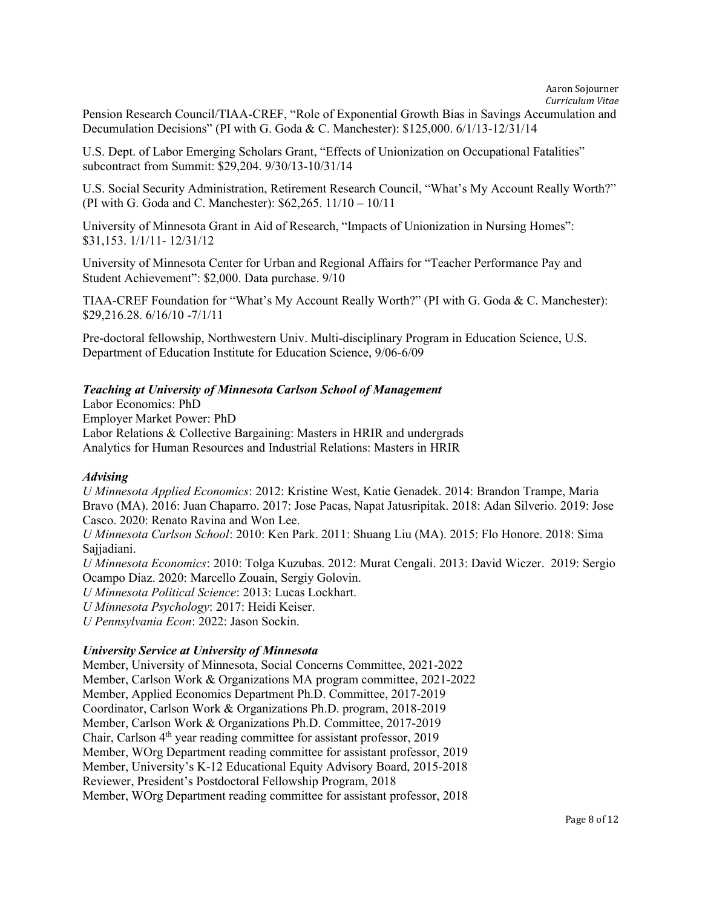Pension Research Council/TIAA-CREF, "Role of Exponential Growth Bias in Savings Accumulation and Decumulation Decisions" (PI with G. Goda & C. Manchester): $125,000. 6/1/13-12/31/14

U.S. Dept. of Labor Emerging Scholars Grant, "Effects of Unionization on Occupational Fatalities" subcontract from Summit: $29,204. 9/30/13-10/31/14

U.S. Social Security Administration, Retirement Research Council, "What's My Account Really Worth?" (PI with G. Goda and C. Manchester): $62,265. 11/10 – 10/11

University of Minnesota Grant in Aid of Research, "Impacts of Unionization in Nursing Homes": $31,153. 1/1/11- 12/31/12

University of Minnesota Center for Urban and Regional Affairs for "Teacher Performance Pay and Student Achievement": $2,000. Data purchase. 9/10

TIAA-CREF Foundation for "What's My Account Really Worth?" (PI with G. Goda & C. Manchester): $29,216.28. 6/16/10 -7/1/11

Pre-doctoral fellowship, Northwestern Univ. Multi-disciplinary Program in Education Science, U.S. Department of Education Institute for Education Science, 9/06-6/09

### *Teaching at University of Minnesota Carlson School of Management*

Labor Economics: PhD
Employer Market Power: PhD
Labor Relations & Collective Bargaining: Masters in HRIR and undergrads
Analytics for Human Resources and Industrial Relations: Masters in HRIR

### *Advising*

*U Minnesota Applied Economics*: 2012: Kristine West, Katie Genadek. 2014: Brandon Trampe, Maria Bravo (MA). 2016: Juan Chaparro. 2017: Jose Pacas, Napat Jatusripitak. 2018: Adan Silverio. 2019: Jose Casco. 2020: Renato Ravina and Won Lee.
*U Minnesota Carlson School*: 2010: Ken Park. 2011: Shuang Liu (MA). 2015: Flo Honore. 2018: Sima Sajjadiani.
*U Minnesota Economics*: 2010: Tolga Kuzubas. 2012: Murat Cengali. 2013: David Wiczer. 2019: Sergio Ocampo Diaz. 2020: Marcello Zouain, Sergiy Golovin.
*U Minnesota Political Science*: 2013: Lucas Lockhart.
*U Minnesota Psychology*: 2017: Heidi Keiser.
*U Pennsylvania Econ*: 2022: Jason Sockin.

### *University Service at University of Minnesota*

Member, University of Minnesota, Social Concerns Committee, 2021-2022
Member, Carlson Work & Organizations MA program committee, 2021-2022
Member, Applied Economics Department Ph.D. Committee, 2017-2019
Coordinator, Carlson Work & Organizations Ph.D. program, 2018-2019
Member, Carlson Work & Organizations Ph.D. Committee, 2017-2019
Chair, Carlson 4th year reading committee for assistant professor, 2019
Member, WOrg Department reading committee for assistant professor, 2019
Member, University's K-12 Educational Equity Advisory Board, 2015-2018
Reviewer, President's Postdoctoral Fellowship Program, 2018
Member, WOrg Department reading committee for assistant professor, 2018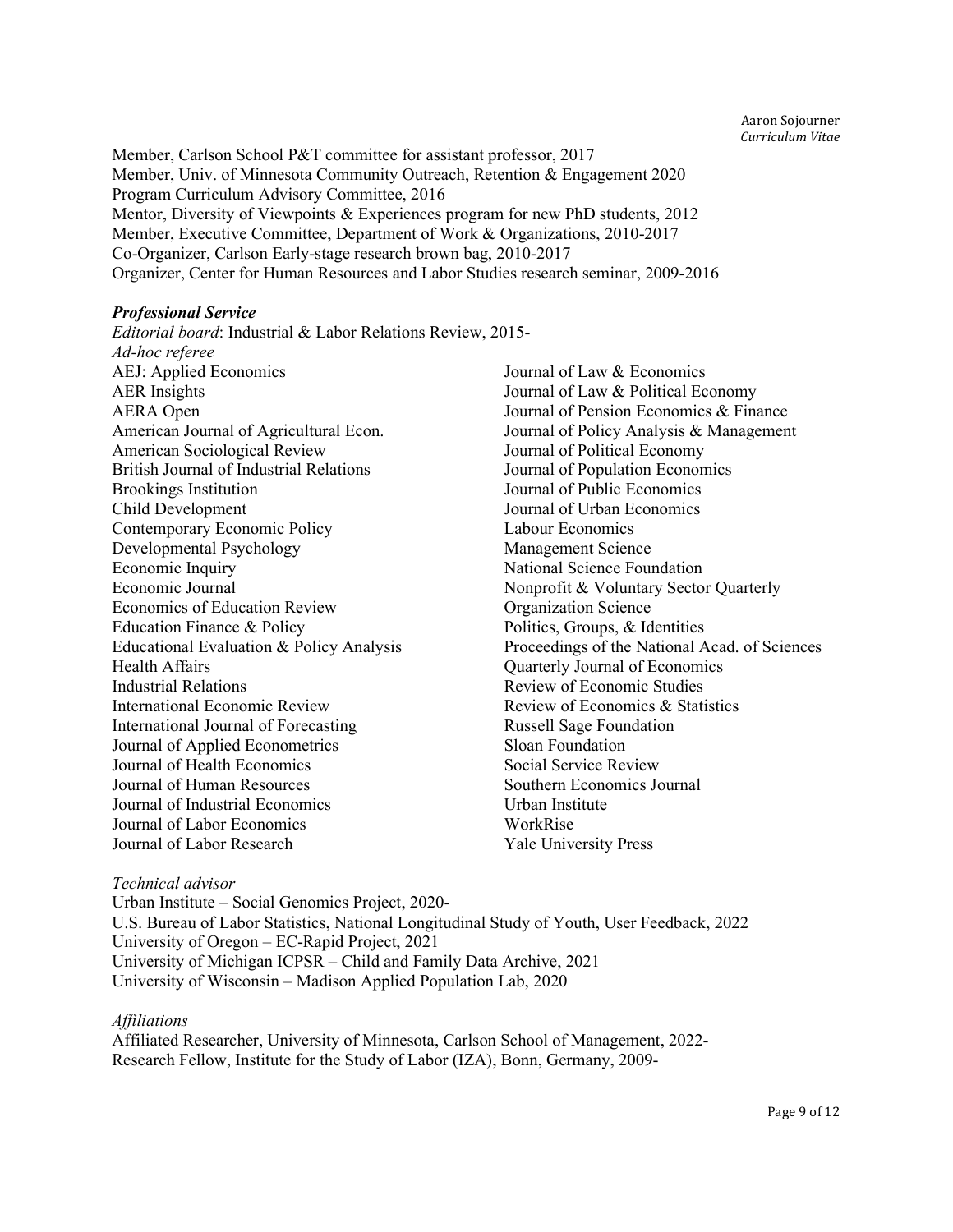Member, Carlson School P&T committee for assistant professor, 2017
Member, Univ. of Minnesota Community Outreach, Retention & Engagement 2020
Program Curriculum Advisory Committee, 2016
Mentor, Diversity of Viewpoints & Experiences program for new PhD students, 2012
Member, Executive Committee, Department of Work & Organizations, 2010-2017
Co-Organizer, Carlson Early-stage research brown bag, 2010-2017
Organizer, Center for Human Resources and Labor Studies research seminar, 2009-2016

***Professional Service***

*Editorial board*: Industrial & Labor Relations Review, 2015-

*Ad-hoc referee*

AEJ: Applied Economics
AER Insights
AERA Open
American Journal of Agricultural Econ.
American Sociological Review
British Journal of Industrial Relations
Brookings Institution
Child Development
Contemporary Economic Policy
Developmental Psychology
Economic Inquiry
Economic Journal
Economics of Education Review
Education Finance & Policy
Educational Evaluation & Policy Analysis
Health Affairs
Industrial Relations
International Economic Review
International Journal of Forecasting
Journal of Applied Econometrics
Journal of Health Economics
Journal of Human Resources
Journal of Industrial Economics
Journal of Labor Economics
Journal of Labor Research
Journal of Law & Economics
Journal of Law & Political Economy
Journal of Pension Economics & Finance
Journal of Policy Analysis & Management
Journal of Political Economy
Journal of Population Economics
Journal of Public Economics
Journal of Urban Economics
Labour Economics
Management Science
National Science Foundation
Nonprofit & Voluntary Sector Quarterly
Organization Science
Politics, Groups, & Identities
Proceedings of the National Acad. of Sciences
Quarterly Journal of Economics
Review of Economic Studies
Review of Economics & Statistics
Russell Sage Foundation
Sloan Foundation
Social Service Review
Southern Economics Journal
Urban Institute
WorkRise
Yale University Press

*Technical advisor*

Urban Institute – Social Genomics Project, 2020-
U.S. Bureau of Labor Statistics, National Longitudinal Study of Youth, User Feedback, 2022
University of Oregon – EC-Rapid Project, 2021
University of Michigan ICPSR – Child and Family Data Archive, 2021
University of Wisconsin – Madison Applied Population Lab, 2020

*Affiliations*

Affiliated Researcher, University of Minnesota, Carlson School of Management, 2022-
Research Fellow, Institute for the Study of Labor (IZA), Bonn, Germany, 2009-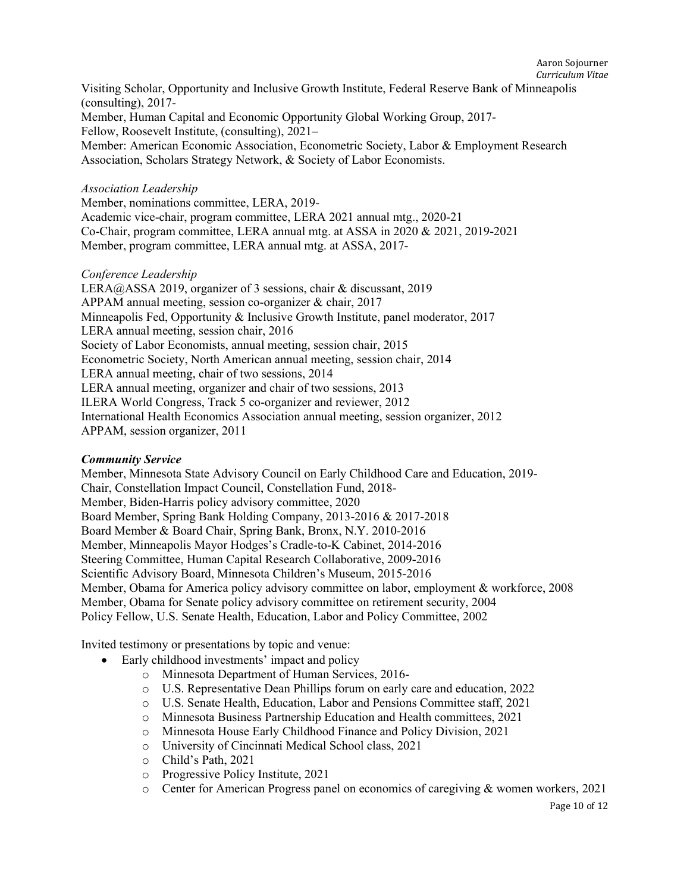Visiting Scholar, Opportunity and Inclusive Growth Institute, Federal Reserve Bank of Minneapolis (consulting), 2017-
Member, Human Capital and Economic Opportunity Global Working Group, 2017-
Fellow, Roosevelt Institute, (consulting), 2021–
Member: American Economic Association, Econometric Society, Labor & Employment Research Association, Scholars Strategy Network, & Society of Labor Economists.

*Association Leadership*

Member, nominations committee, LERA, 2019-
Academic vice-chair, program committee, LERA 2021 annual mtg., 2020-21
Co-Chair, program committee, LERA annual mtg. at ASSA in 2020 & 2021, 2019-2021
Member, program committee, LERA annual mtg. at ASSA, 2017-

*Conference Leadership*

LERA@ASSA 2019, organizer of 3 sessions, chair & discussant, 2019
APPAM annual meeting, session co-organizer & chair, 2017
Minneapolis Fed, Opportunity & Inclusive Growth Institute, panel moderator, 2017
LERA annual meeting, session chair, 2016
Society of Labor Economists, annual meeting, session chair, 2015
Econometric Society, North American annual meeting, session chair, 2014
LERA annual meeting, chair of two sessions, 2014
LERA annual meeting, organizer and chair of two sessions, 2013
ILERA World Congress, Track 5 co-organizer and reviewer, 2012
International Health Economics Association annual meeting, session organizer, 2012
APPAM, session organizer, 2011

***Community Service***

Member, Minnesota State Advisory Council on Early Childhood Care and Education, 2019-
Chair, Constellation Impact Council, Constellation Fund, 2018-
Member, Biden-Harris policy advisory committee, 2020
Board Member, Spring Bank Holding Company, 2013-2016 & 2017-2018
Board Member & Board Chair, Spring Bank, Bronx, N.Y. 2010-2016
Member, Minneapolis Mayor Hodges's Cradle-to-K Cabinet, 2014-2016
Steering Committee, Human Capital Research Collaborative, 2009-2016
Scientific Advisory Board, Minnesota Children's Museum, 2015-2016
Member, Obama for America policy advisory committee on labor, employment & workforce, 2008
Member, Obama for Senate policy advisory committee on retirement security, 2004
Policy Fellow, U.S. Senate Health, Education, Labor and Policy Committee, 2002

Invited testimony or presentations by topic and venue:

- Early childhood investments' impact and policy
  - Minnesota Department of Human Services, 2016-
  - U.S. Representative Dean Phillips forum on early care and education, 2022
  - U.S. Senate Health, Education, Labor and Pensions Committee staff, 2021
  - Minnesota Business Partnership Education and Health committees, 2021
  - Minnesota House Early Childhood Finance and Policy Division, 2021
  - University of Cincinnati Medical School class, 2021
  - Child's Path, 2021
  - Progressive Policy Institute, 2021
  - Center for American Progress panel on economics of caregiving & women workers, 2021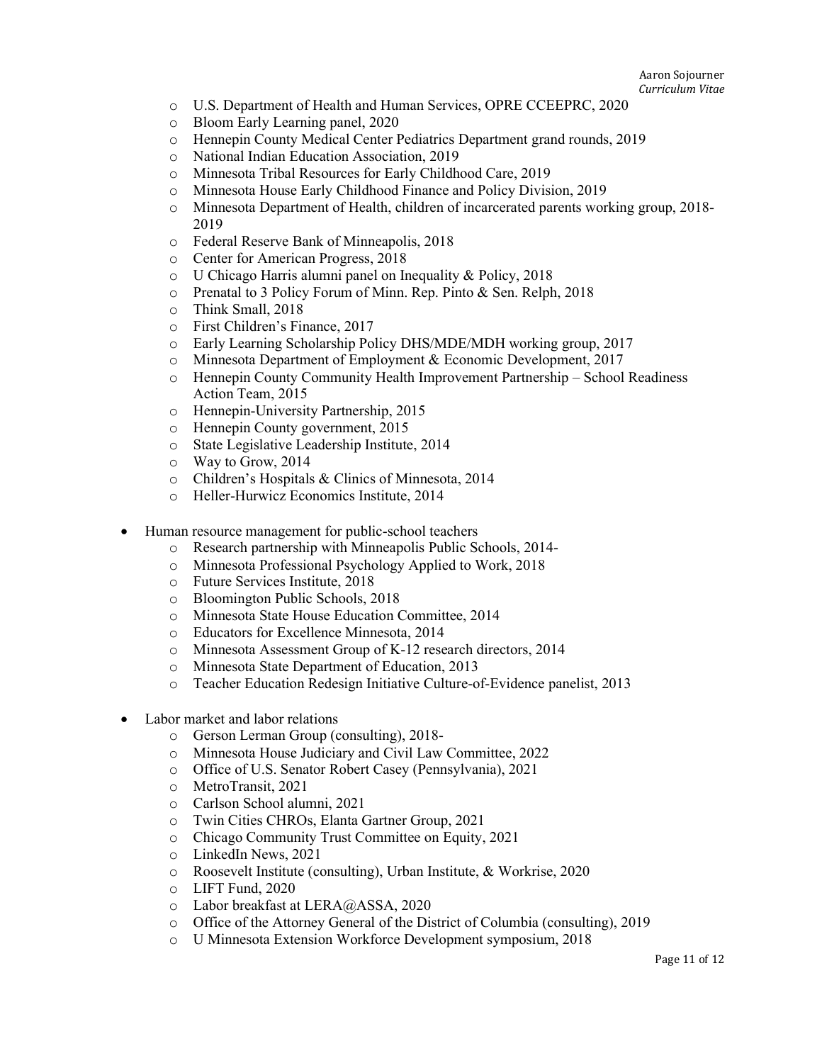- U.S. Department of Health and Human Services, OPRE CCEEPRC, 2020
- Bloom Early Learning panel, 2020
- Hennepin County Medical Center Pediatrics Department grand rounds, 2019
- National Indian Education Association, 2019
- Minnesota Tribal Resources for Early Childhood Care, 2019
- Minnesota House Early Childhood Finance and Policy Division, 2019
- Minnesota Department of Health, children of incarcerated parents working group, 2018-2019
- Federal Reserve Bank of Minneapolis, 2018
- Center for American Progress, 2018
- U Chicago Harris alumni panel on Inequality & Policy, 2018
- Prenatal to 3 Policy Forum of Minn. Rep. Pinto & Sen. Relph, 2018
- Think Small, 2018
- First Children's Finance, 2017
- Early Learning Scholarship Policy DHS/MDE/MDH working group, 2017
- Minnesota Department of Employment & Economic Development, 2017
- Hennepin County Community Health Improvement Partnership – School Readiness Action Team, 2015
- Hennepin-University Partnership, 2015
- Hennepin County government, 2015
- State Legislative Leadership Institute, 2014
- Way to Grow, 2014
- Children's Hospitals & Clinics of Minnesota, 2014
- Heller-Hurwicz Economics Institute, 2014

- Human resource management for public-school teachers
  - Research partnership with Minneapolis Public Schools, 2014-
  - Minnesota Professional Psychology Applied to Work, 2018
  - Future Services Institute, 2018
  - Bloomington Public Schools, 2018
  - Minnesota State House Education Committee, 2014
  - Educators for Excellence Minnesota, 2014
  - Minnesota Assessment Group of K-12 research directors, 2014
  - Minnesota State Department of Education, 2013
  - Teacher Education Redesign Initiative Culture-of-Evidence panelist, 2013

- Labor market and labor relations
  - Gerson Lerman Group (consulting), 2018-
  - Minnesota House Judiciary and Civil Law Committee, 2022
  - Office of U.S. Senator Robert Casey (Pennsylvania), 2021
  - MetroTransit, 2021
  - Carlson School alumni, 2021
  - Twin Cities CHROs, Elanta Gartner Group, 2021
  - Chicago Community Trust Committee on Equity, 2021
  - LinkedIn News, 2021
  - Roosevelt Institute (consulting), Urban Institute, & Workrise, 2020
  - LIFT Fund, 2020
  - Labor breakfast at LERA@ASSA, 2020
  - Office of the Attorney General of the District of Columbia (consulting), 2019
  - U Minnesota Extension Workforce Development symposium, 2018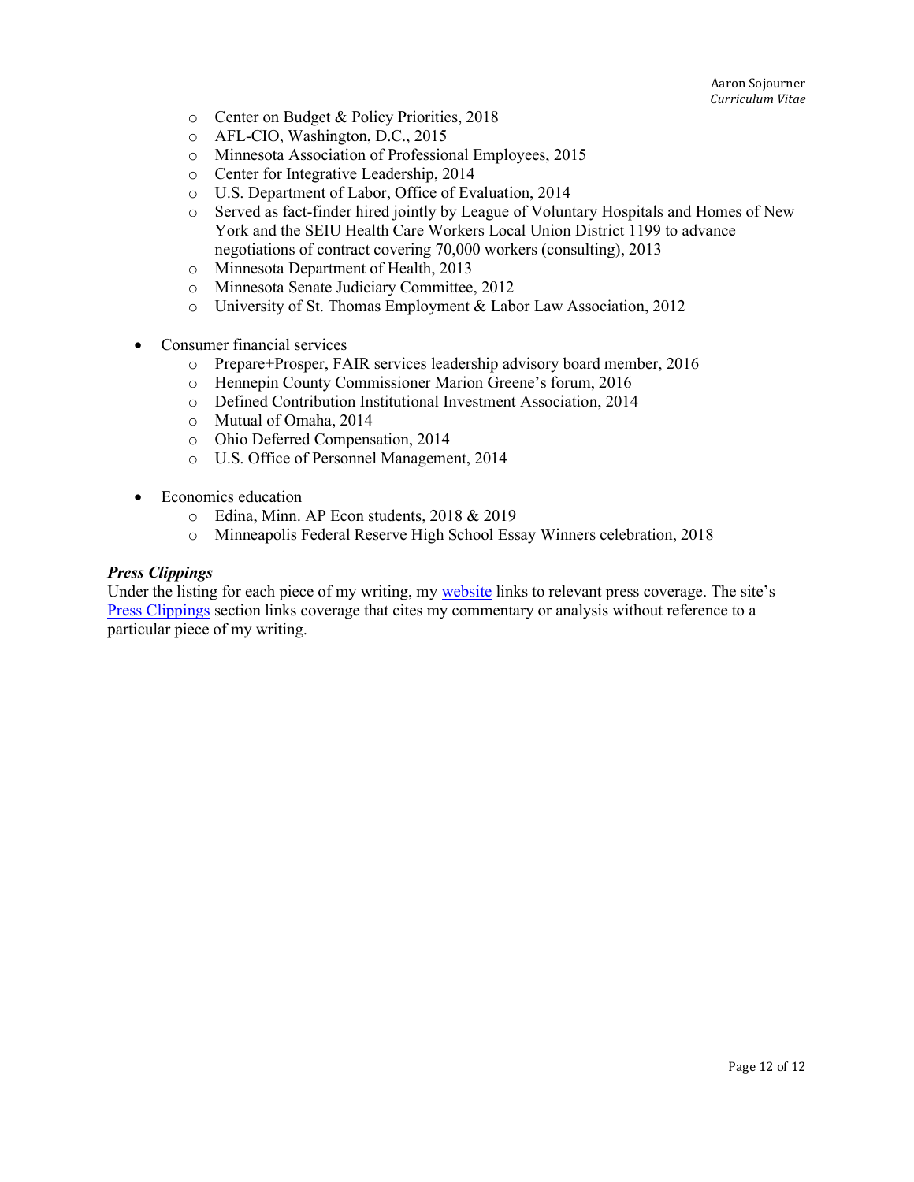- Center on Budget & Policy Priorities, 2018
- AFL-CIO, Washington, D.C., 2015
- Minnesota Association of Professional Employees, 2015
- Center for Integrative Leadership, 2014
- U.S. Department of Labor, Office of Evaluation, 2014
- Served as fact-finder hired jointly by League of Voluntary Hospitals and Homes of New York and the SEIU Health Care Workers Local Union District 1199 to advance negotiations of contract covering 70,000 workers (consulting), 2013
- Minnesota Department of Health, 2013
- Minnesota Senate Judiciary Committee, 2012
- University of St. Thomas Employment & Labor Law Association, 2012

- Consumer financial services
  - Prepare+Prosper, FAIR services leadership advisory board member, 2016
  - Hennepin County Commissioner Marion Greene's forum, 2016
  - Defined Contribution Institutional Investment Association, 2014
  - Mutual of Omaha, 2014
  - Ohio Deferred Compensation, 2014
  - U.S. Office of Personnel Management, 2014

- Economics education
  - Edina, Minn. AP Econ students, 2018 & 2019
  - Minneapolis Federal Reserve High School Essay Winners celebration, 2018

***Press Clippings***

Under the listing for each piece of my writing, my website links to relevant press coverage. The site's Press Clippings section links coverage that cites my commentary or analysis without reference to a particular piece of my writing.